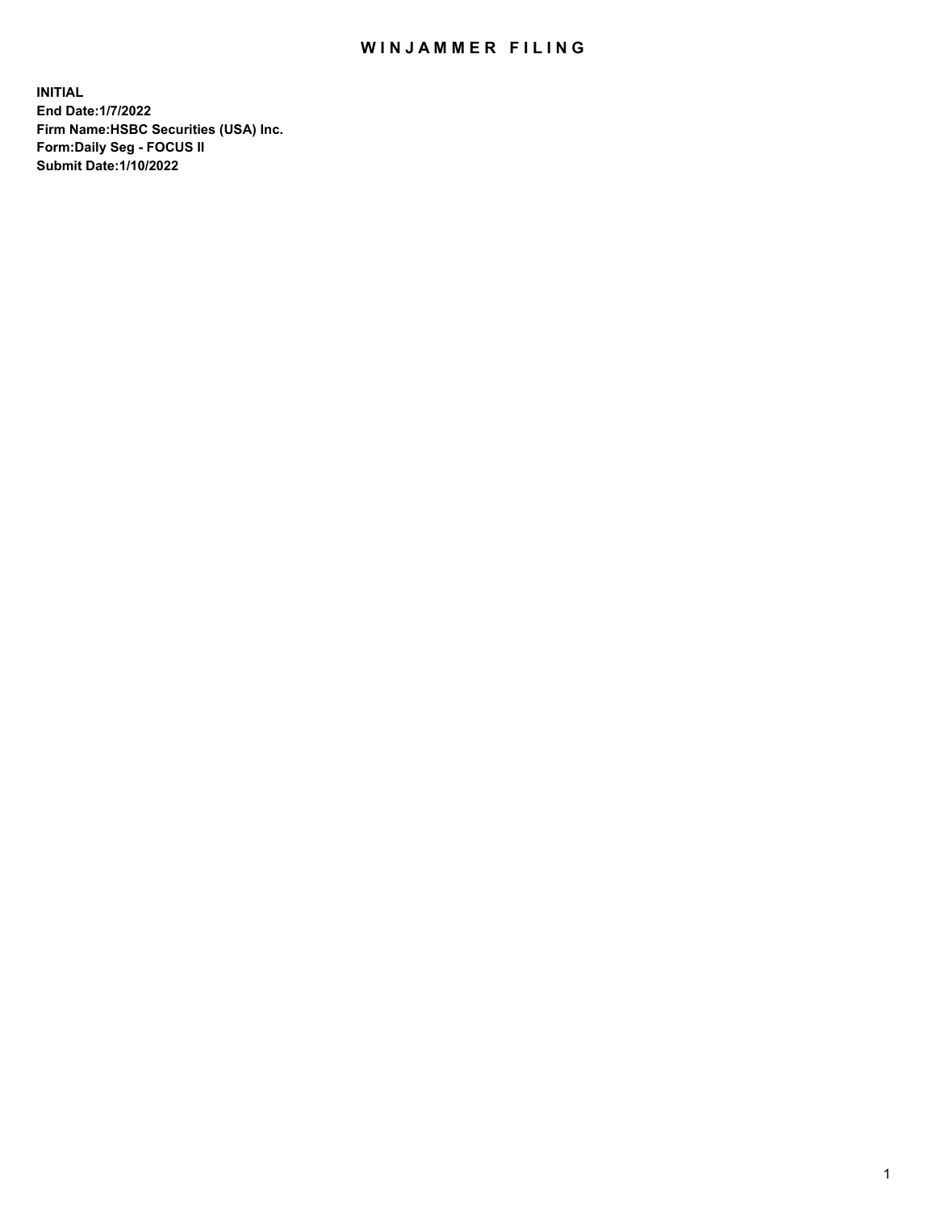# WINJAMMER FILING

**INITIAL**
**End Date:1/7/2022**
**Firm Name:HSBC Securities (USA) Inc.**
**Form:Daily Seg - FOCUS II**
**Submit Date:1/10/2022**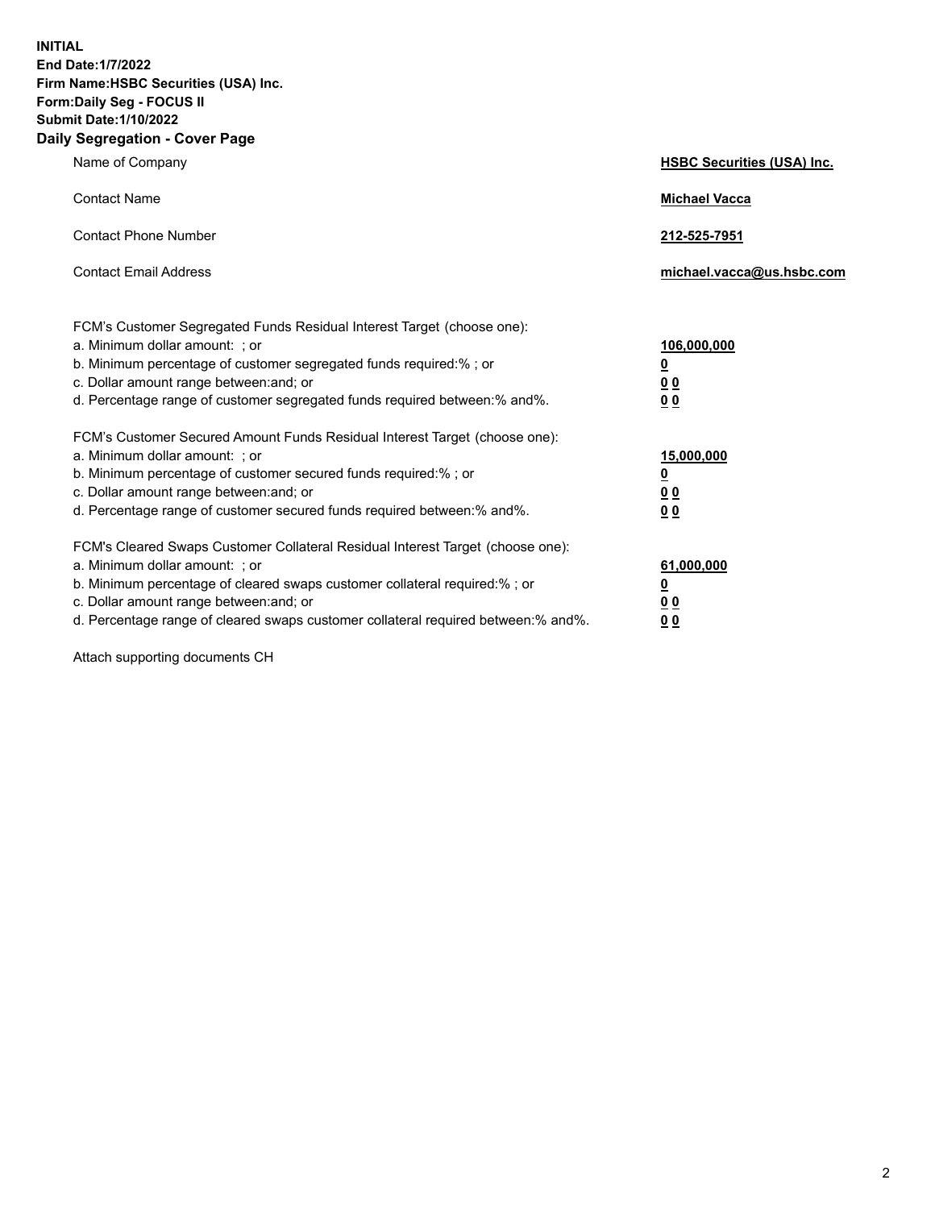**INITIAL**
**End Date:1/7/2022**
**Firm Name:HSBC Securities (USA) Inc.**
**Form:Daily Seg - FOCUS II**
**Submit Date:1/10/2022**

## Daily Segregation - Cover Page

| | |
|---|---|
| Name of Company | **HSBC Securities (USA) Inc.** |
| Contact Name | **Michael Vacca** |
| Contact Phone Number | **212-525-7951** |
| Contact Email Address | **michael.vacca@us.hsbc.com** |

| | |
|---|---|
| FCM's Customer Segregated Funds Residual Interest Target (choose one): | |
| a. Minimum dollar amount: ; or | **106,000,000** |
| b. Minimum percentage of customer segregated funds required:% ; or | **0** |
| c. Dollar amount range between:and; or | **0 0** |
| d. Percentage range of customer segregated funds required between:% and%. | **0 0** |
| FCM's Customer Secured Amount Funds Residual Interest Target (choose one): | |
| a. Minimum dollar amount: ; or | **15,000,000** |
| b. Minimum percentage of customer secured funds required:% ; or | **0** |
| c. Dollar amount range between:and; or | **0 0** |
| d. Percentage range of customer secured funds required between:% and%. | **0 0** |
| FCM's Cleared Swaps Customer Collateral Residual Interest Target (choose one): | |
| a. Minimum dollar amount: ; or | **61,000,000** |
| b. Minimum percentage of cleared swaps customer collateral required:% ; or | **0** |
| c. Dollar amount range between:and; or | **0 0** |
| d. Percentage range of cleared swaps customer collateral required between:% and%. | **0 0** |

Attach supporting documents CH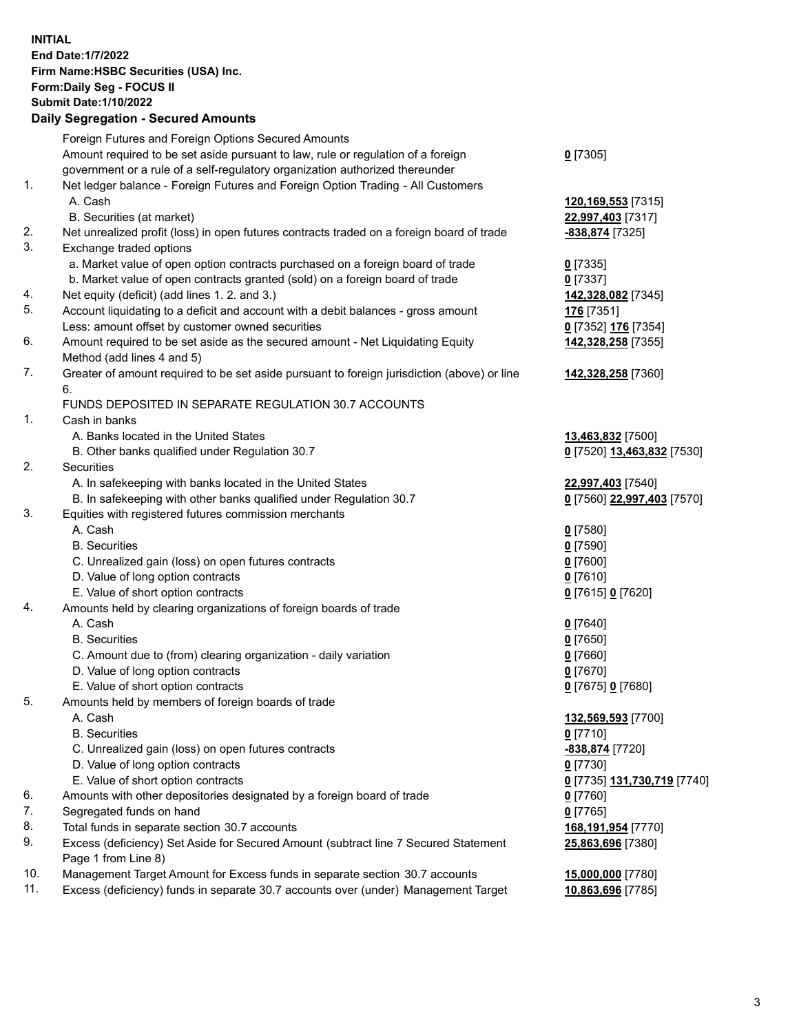**INITIAL**
**End Date:1/7/2022**
**Firm Name:HSBC Securities (USA) Inc.**
**Form:Daily Seg - FOCUS II**
**Submit Date:1/10/2022**

**Daily Segregation - Secured Amounts**

| | | |
|---|---|---|
| | Foreign Futures and Foreign Options Secured Amounts | |
| | Amount required to be set aside pursuant to law, rule or regulation of a foreign government or a rule of a self-regulatory organization authorized thereunder | **0** [7305] |
| 1. | Net ledger balance - Foreign Futures and Foreign Option Trading - All Customers | |
| | A. Cash | **120,169,553** [7315] |
| | B. Securities (at market) | **22,997,403** [7317] |
| 2. | Net unrealized profit (loss) in open futures contracts traded on a foreign board of trade | **-838,874** [7325] |
| 3. | Exchange traded options | |
| | a. Market value of open option contracts purchased on a foreign board of trade | **0** [7335] |
| | b. Market value of open contracts granted (sold) on a foreign board of trade | **0** [7337] |
| 4. | Net equity (deficit) (add lines 1. 2. and 3.) | **142,328,082** [7345] |
| 5. | Account liquidating to a deficit and account with a debit balances - gross amount | **176** [7351] |
| | Less: amount offset by customer owned securities | **0** [7352] **176** [7354] |
| 6. | Amount required to be set aside as the secured amount - Net Liquidating Equity Method (add lines 4 and 5) | **142,328,258** [7355] |
| 7. | Greater of amount required to be set aside pursuant to foreign jurisdiction (above) or line 6. | **142,328,258** [7360] |
| | FUNDS DEPOSITED IN SEPARATE REGULATION 30.7 ACCOUNTS | |
| 1. | Cash in banks | |
| | A. Banks located in the United States | **13,463,832** [7500] |
| | B. Other banks qualified under Regulation 30.7 | **0** [7520] **13,463,832** [7530] |
| 2. | Securities | |
| | A. In safekeeping with banks located in the United States | **22,997,403** [7540] |
| | B. In safekeeping with other banks qualified under Regulation 30.7 | **0** [7560] **22,997,403** [7570] |
| 3. | Equities with registered futures commission merchants | |
| | A. Cash | **0** [7580] |
| | B. Securities | **0** [7590] |
| | C. Unrealized gain (loss) on open futures contracts | **0** [7600] |
| | D. Value of long option contracts | **0** [7610] |
| | E. Value of short option contracts | **0** [7615] **0** [7620] |
| 4. | Amounts held by clearing organizations of foreign boards of trade | |
| | A. Cash | **0** [7640] |
| | B. Securities | **0** [7650] |
| | C. Amount due to (from) clearing organization - daily variation | **0** [7660] |
| | D. Value of long option contracts | **0** [7670] |
| | E. Value of short option contracts | **0** [7675] **0** [7680] |
| 5. | Amounts held by members of foreign boards of trade | |
| | A. Cash | **132,569,593** [7700] |
| | B. Securities | **0** [7710] |
| | C. Unrealized gain (loss) on open futures contracts | **-838,874** [7720] |
| | D. Value of long option contracts | **0** [7730] |
| | E. Value of short option contracts | **0** [7735] **131,730,719** [7740] |
| 6. | Amounts with other depositories designated by a foreign board of trade | **0** [7760] |
| 7. | Segregated funds on hand | **0** [7765] |
| 8. | Total funds in separate section 30.7 accounts | **168,191,954** [7770] |
| 9. | Excess (deficiency) Set Aside for Secured Amount (subtract line 7 Secured Statement Page 1 from Line 8) | **25,863,696** [7380] |
| 10. | Management Target Amount for Excess funds in separate section 30.7 accounts | **15,000,000** [7780] |
| 11. | Excess (deficiency) funds in separate 30.7 accounts over (under) Management Target | **10,863,696** [7785] |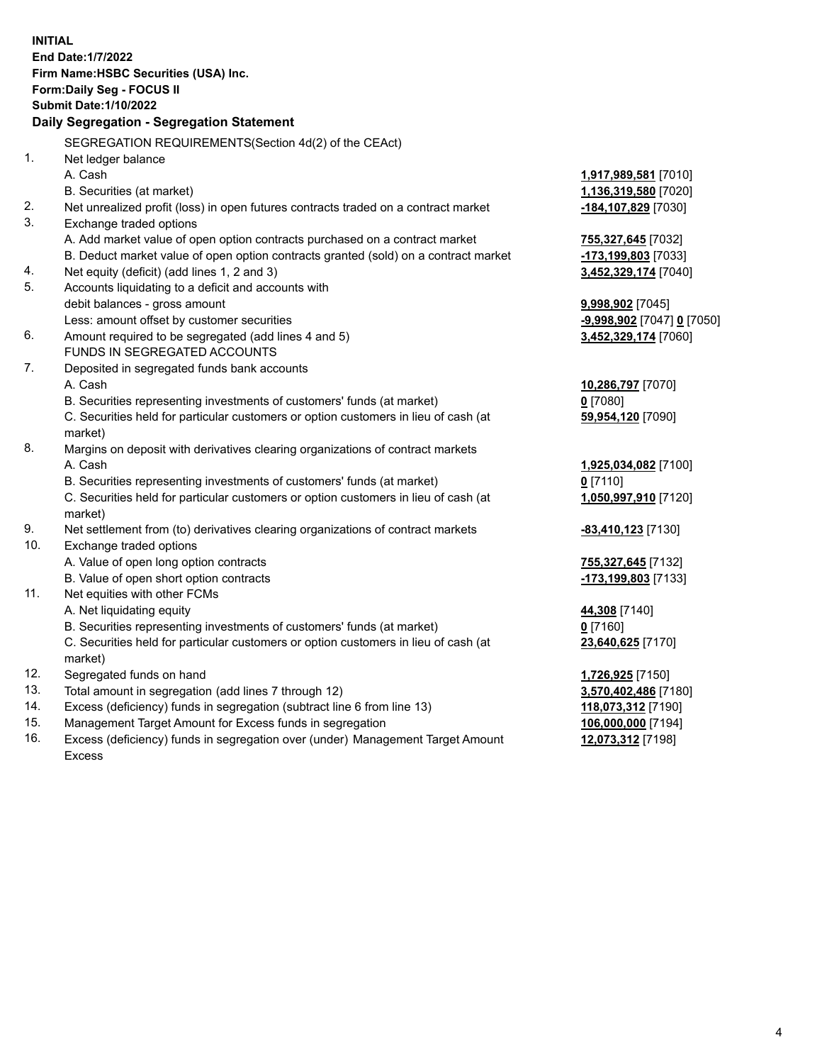**INITIAL**
**End Date:1/7/2022**
**Firm Name:HSBC Securities (USA) Inc.**
**Form:Daily Seg - FOCUS II**
**Submit Date:1/10/2022**

## Daily Segregation - Segregation Statement

SEGREGATION REQUIREMENTS(Section 4d(2) of the CEAct)

| | | |
|---|---|---|
| 1. | Net ledger balance | |
| | A. Cash | **1,917,989,581** [7010] |
| | B. Securities (at market) | **1,136,319,580** [7020] |
| 2. | Net unrealized profit (loss) in open futures contracts traded on a contract market | **-184,107,829** [7030] |
| 3. | Exchange traded options | |
| | A. Add market value of open option contracts purchased on a contract market | **755,327,645** [7032] |
| | B. Deduct market value of open option contracts granted (sold) on a contract market | **-173,199,803** [7033] |
| 4. | Net equity (deficit) (add lines 1, 2 and 3) | **3,452,329,174** [7040] |
| 5. | Accounts liquidating to a deficit and accounts with debit balances - gross amount | **9,998,902** [7045] |
| | Less: amount offset by customer securities | **-9,998,902** [7047] **0** [7050] |
| 6. | Amount required to be segregated (add lines 4 and 5) | **3,452,329,174** [7060] |
| | FUNDS IN SEGREGATED ACCOUNTS | |
| 7. | Deposited in segregated funds bank accounts | |
| | A. Cash | **10,286,797** [7070] |
| | B. Securities representing investments of customers' funds (at market) | **0** [7080] |
| | C. Securities held for particular customers or option customers in lieu of cash (at market) | **59,954,120** [7090] |
| 8. | Margins on deposit with derivatives clearing organizations of contract markets | |
| | A. Cash | **1,925,034,082** [7100] |
| | B. Securities representing investments of customers' funds (at market) | **0** [7110] |
| | C. Securities held for particular customers or option customers in lieu of cash (at market) | **1,050,997,910** [7120] |
| 9. | Net settlement from (to) derivatives clearing organizations of contract markets | **-83,410,123** [7130] |
| 10. | Exchange traded options | |
| | A. Value of open long option contracts | **755,327,645** [7132] |
| | B. Value of open short option contracts | **-173,199,803** [7133] |
| 11. | Net equities with other FCMs | |
| | A. Net liquidating equity | **44,308** [7140] |
| | B. Securities representing investments of customers' funds (at market) | **0** [7160] |
| | C. Securities held for particular customers or option customers in lieu of cash (at market) | **23,640,625** [7170] |
| 12. | Segregated funds on hand | **1,726,925** [7150] |
| 13. | Total amount in segregation (add lines 7 through 12) | **3,570,402,486** [7180] |
| 14. | Excess (deficiency) funds in segregation (subtract line 6 from line 13) | **118,073,312** [7190] |
| 15. | Management Target Amount for Excess funds in segregation | **106,000,000** [7194] |
| 16. | Excess (deficiency) funds in segregation over (under) Management Target Amount Excess | **12,073,312** [7198] |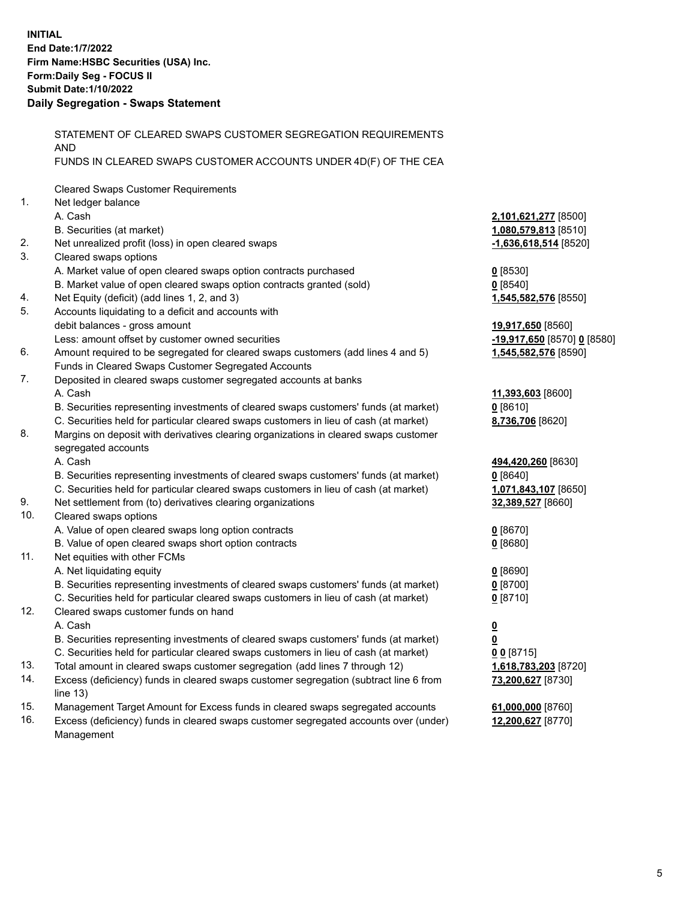**INITIAL**
**End Date:1/7/2022**
**Firm Name:HSBC Securities (USA) Inc.**
**Form:Daily Seg - FOCUS II**
**Submit Date:1/10/2022**
**Daily Segregation - Swaps Statement**

STATEMENT OF CLEARED SWAPS CUSTOMER SEGREGATION REQUIREMENTS AND FUNDS IN CLEARED SWAPS CUSTOMER ACCOUNTS UNDER 4D(F) OF THE CEA

| | | |
|---|---|---|
| | Cleared Swaps Customer Requirements | |
| 1. | Net ledger balance | |
| | A. Cash | **2,101,621,277** [8500] |
| | B. Securities (at market) | **1,080,579,813** [8510] |
| 2. | Net unrealized profit (loss) in open cleared swaps | **-1,636,618,514** [8520] |
| 3. | Cleared swaps options | |
| | A. Market value of open cleared swaps option contracts purchased | **0** [8530] |
| | B. Market value of open cleared swaps option contracts granted (sold) | **0** [8540] |
| 4. | Net Equity (deficit) (add lines 1, 2, and 3) | **1,545,582,576** [8550] |
| 5. | Accounts liquidating to a deficit and accounts with | |
| | debit balances - gross amount | **19,917,650** [8560] |
| | Less: amount offset by customer owned securities | **-19,917,650** [8570] **0** [8580] |
| 6. | Amount required to be segregated for cleared swaps customers (add lines 4 and 5) | **1,545,582,576** [8590] |
| | Funds in Cleared Swaps Customer Segregated Accounts | |
| 7. | Deposited in cleared swaps customer segregated accounts at banks | |
| | A. Cash | **11,393,603** [8600] |
| | B. Securities representing investments of cleared swaps customers' funds (at market) | **0** [8610] |
| | C. Securities held for particular cleared swaps customers in lieu of cash (at market) | **8,736,706** [8620] |
| 8. | Margins on deposit with derivatives clearing organizations in cleared swaps customer segregated accounts | |
| | A. Cash | **494,420,260** [8630] |
| | B. Securities representing investments of cleared swaps customers' funds (at market) | **0** [8640] |
| | C. Securities held for particular cleared swaps customers in lieu of cash (at market) | **1,071,843,107** [8650] |
| 9. | Net settlement from (to) derivatives clearing organizations | **32,389,527** [8660] |
| 10. | Cleared swaps options | |
| | A. Value of open cleared swaps long option contracts | **0** [8670] |
| | B. Value of open cleared swaps short option contracts | **0** [8680] |
| 11. | Net equities with other FCMs | |
| | A. Net liquidating equity | **0** [8690] |
| | B. Securities representing investments of cleared swaps customers' funds (at market) | **0** [8700] |
| | C. Securities held for particular cleared swaps customers in lieu of cash (at market) | **0** [8710] |
| 12. | Cleared swaps customer funds on hand | |
| | A. Cash | **0** |
| | B. Securities representing investments of cleared swaps customers' funds (at market) | **0** |
| | C. Securities held for particular cleared swaps customers in lieu of cash (at market) | **0** **0** [8715] |
| 13. | Total amount in cleared swaps customer segregation (add lines 7 through 12) | **1,618,783,203** [8720] |
| 14. | Excess (deficiency) funds in cleared swaps customer segregation (subtract line 6 from line 13) | **73,200,627** [8730] |
| 15. | Management Target Amount for Excess funds in cleared swaps segregated accounts | **61,000,000** [8760] |
| 16. | Excess (deficiency) funds in cleared swaps customer segregated accounts over (under) Management | **12,200,627** [8770] |